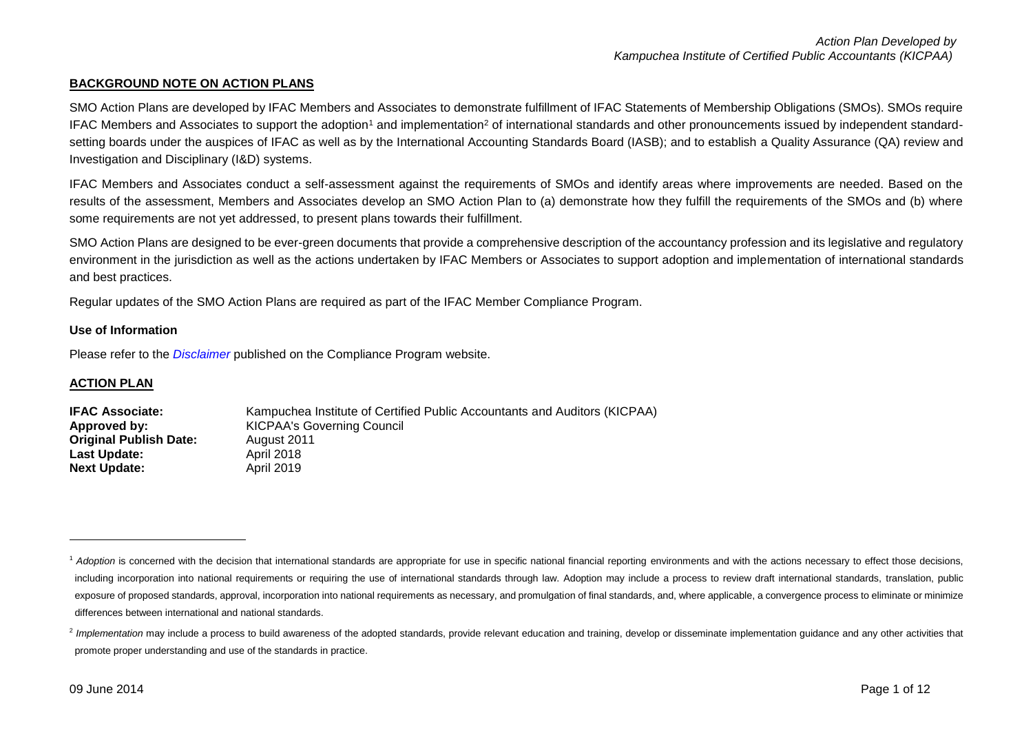## BACKGROUND NOTE ON ACTION PLANS

SMO Action Plans are developed by IFAC Members and Associates to demonstrate fulfillment of IFAC Statements of Membership Obligations (SMOs). SMOs require IFAC Members and Associates to support the adoption[1] and implementation[2] of international standards and other pronouncements issued by independent standard-setting boards under the auspices of IFAC as well as by the International Accounting Standards Board (IASB); and to establish a Quality Assurance (QA) review and Investigation and Disciplinary (I&D) systems.

IFAC Members and Associates conduct a self-assessment against the requirements of SMOs and identify areas where improvements are needed. Based on the results of the assessment, Members and Associates develop an SMO Action Plan to (a) demonstrate how they fulfill the requirements of the SMOs and (b) where some requirements are not yet addressed, to present plans towards their fulfillment.

SMO Action Plans are designed to be ever-green documents that provide a comprehensive description of the accountancy profession and its legislative and regulatory environment in the jurisdiction as well as the actions undertaken by IFAC Members or Associates to support adoption and implementation of international standards and best practices.

Regular updates of the SMO Action Plans are required as part of the IFAC Member Compliance Program.

### Use of Information

Please refer to the *Disclaimer* published on the Compliance Program website.

## ACTION PLAN

| | |
|---|---|
| **IFAC Associate:** | Kampuchea Institute of Certified Public Accountants and Auditors (KICPAA) |
| **Approved by:** | KICPAA's Governing Council |
| **Original Publish Date:** | August 2011 |
| **Last Update:** | April 2018 |
| **Next Update:** | April 2019 |

---

[1] *Adoption* is concerned with the decision that international standards are appropriate for use in specific national financial reporting environments and with the actions necessary to effect those decisions, including incorporation into national requirements or requiring the use of international standards through law. Adoption may include a process to review draft international standards, translation, public exposure of proposed standards, approval, incorporation into national requirements as necessary, and promulgation of final standards, and, where applicable, a convergence process to eliminate or minimize differences between international and national standards.

[2] *Implementation* may include a process to build awareness of the adopted standards, provide relevant education and training, develop or disseminate implementation guidance and any other activities that promote proper understanding and use of the standards in practice.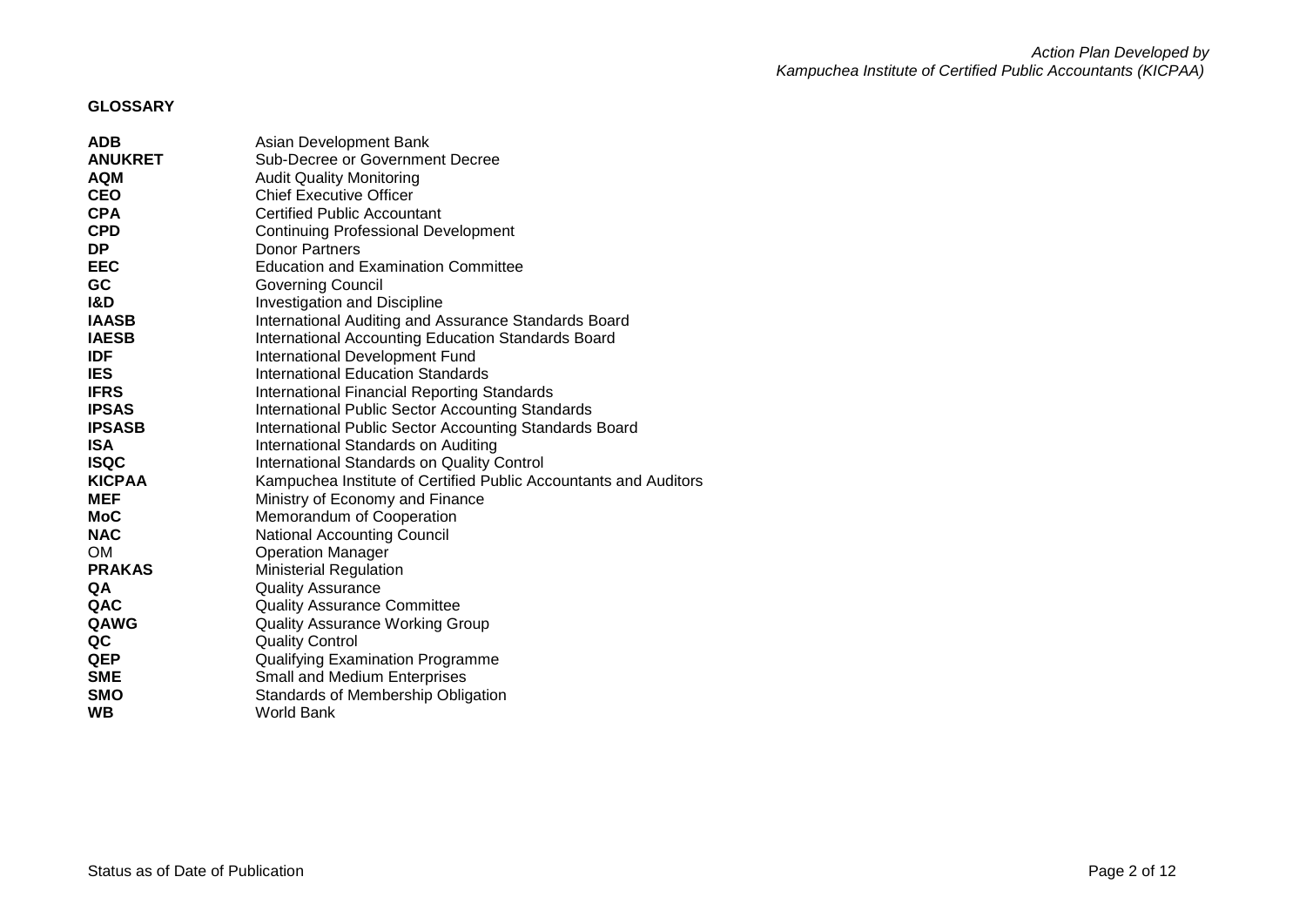## GLOSSARY

| | |
|---|---|
| **ADB** | Asian Development Bank |
| **ANUKRET** | Sub-Decree or Government Decree |
| **AQM** | Audit Quality Monitoring |
| **CEO** | Chief Executive Officer |
| **CPA** | Certified Public Accountant |
| **CPD** | Continuing Professional Development |
| **DP** | Donor Partners |
| **EEC** | Education and Examination Committee |
| **GC** | Governing Council |
| **I&D** | Investigation and Discipline |
| **IAASB** | International Auditing and Assurance Standards Board |
| **IAESB** | International Accounting Education Standards Board |
| **IDF** | International Development Fund |
| **IES** | International Education Standards |
| **IFRS** | International Financial Reporting Standards |
| **IPSAS** | International Public Sector Accounting Standards |
| **IPSASB** | International Public Sector Accounting Standards Board |
| **ISA** | International Standards on Auditing |
| **ISQC** | International Standards on Quality Control |
| **KICPAA** | Kampuchea Institute of Certified Public Accountants and Auditors |
| **MEF** | Ministry of Economy and Finance |
| **MoC** | Memorandum of Cooperation |
| **NAC** | National Accounting Council |
| OM | Operation Manager |
| **PRAKAS** | Ministerial Regulation |
| **QA** | Quality Assurance |
| **QAC** | Quality Assurance Committee |
| **QAWG** | Quality Assurance Working Group |
| **QC** | Quality Control |
| **QEP** | Qualifying Examination Programme |
| **SME** | Small and Medium Enterprises |
| **SMO** | Standards of Membership Obligation |
| **WB** | World Bank |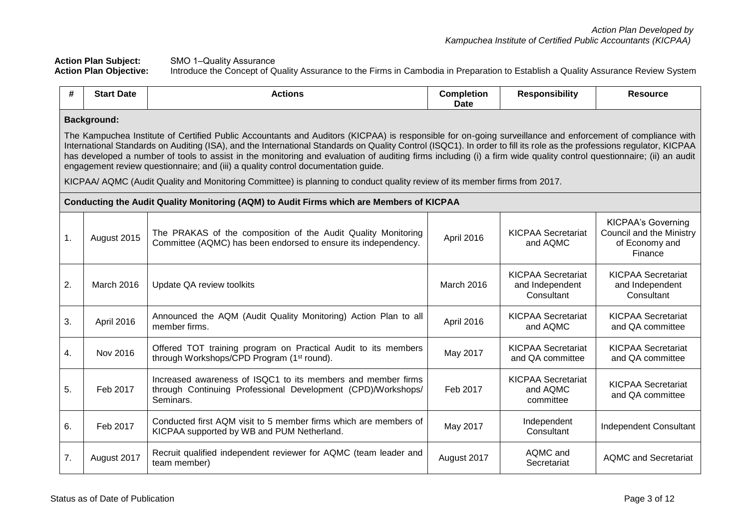*Action Plan Developed by*
*Kampuchea Institute of Certified Public Accountants (KICPAA)*

**Action Plan Subject:** SMO 1–Quality Assurance
**Action Plan Objective:** Introduce the Concept of Quality Assurance to the Firms in Cambodia in Preparation to Establish a Quality Assurance Review System

| # | Start Date | Actions | Completion Date | Responsibility | Resource |
|---|---|---|---|---|---|
| **Background:** The Kampuchea Institute of Certified Public Accountants and Auditors (KICPAA) is responsible for on-going surveillance and enforcement of compliance with International Standards on Auditing (ISA), and the International Standards on Quality Control (ISQC1). In order to fill its role as the professions regulator, KICPAA has developed a number of tools to assist in the monitoring and evaluation of auditing firms including (i) a firm wide quality control questionnaire; (ii) an audit engagement review questionnaire; and (iii) a quality control documentation guide. KICPAA/ AQMC (Audit Quality and Monitoring Committee) is planning to conduct quality review of its member firms from 2017. | | | | | |
| **Conducting the Audit Quality Monitoring (AQM) to Audit Firms which are Members of KICPAA** | | | | | |
| 1. | August 2015 | The PRAKAS of the composition of the Audit Quality Monitoring Committee (AQMC) has been endorsed to ensure its independency. | April 2016 | KICPAA Secretariat and AQMC | KICPAA's Governing Council and the Ministry of Economy and Finance |
| 2. | March 2016 | Update QA review toolkits | March 2016 | KICPAA Secretariat and Independent Consultant | KICPAA Secretariat and Independent Consultant |
| 3. | April 2016 | Announced the AQM (Audit Quality Monitoring) Action Plan to all member firms. | April 2016 | KICPAA Secretariat and AQMC | KICPAA Secretariat and QA committee |
| 4. | Nov 2016 | Offered TOT training program on Practical Audit to its members through Workshops/CPD Program (1st round). | May 2017 | KICPAA Secretariat and QA committee | KICPAA Secretariat and QA committee |
| 5. | Feb 2017 | Increased awareness of ISQC1 to its members and member firms through Continuing Professional Development (CPD)/Workshops/ Seminars. | Feb 2017 | KICPAA Secretariat and AQMC committee | KICPAA Secretariat and QA committee |
| 6. | Feb 2017 | Conducted first AQM visit to 5 member firms which are members of KICPAA supported by WB and PUM Netherland. | May 2017 | Independent Consultant | Independent Consultant |
| 7. | August 2017 | Recruit qualified independent reviewer for AQMC (team leader and team member) | August 2017 | AQMC and Secretariat | AQMC and Secretariat |

Status as of Date of Publication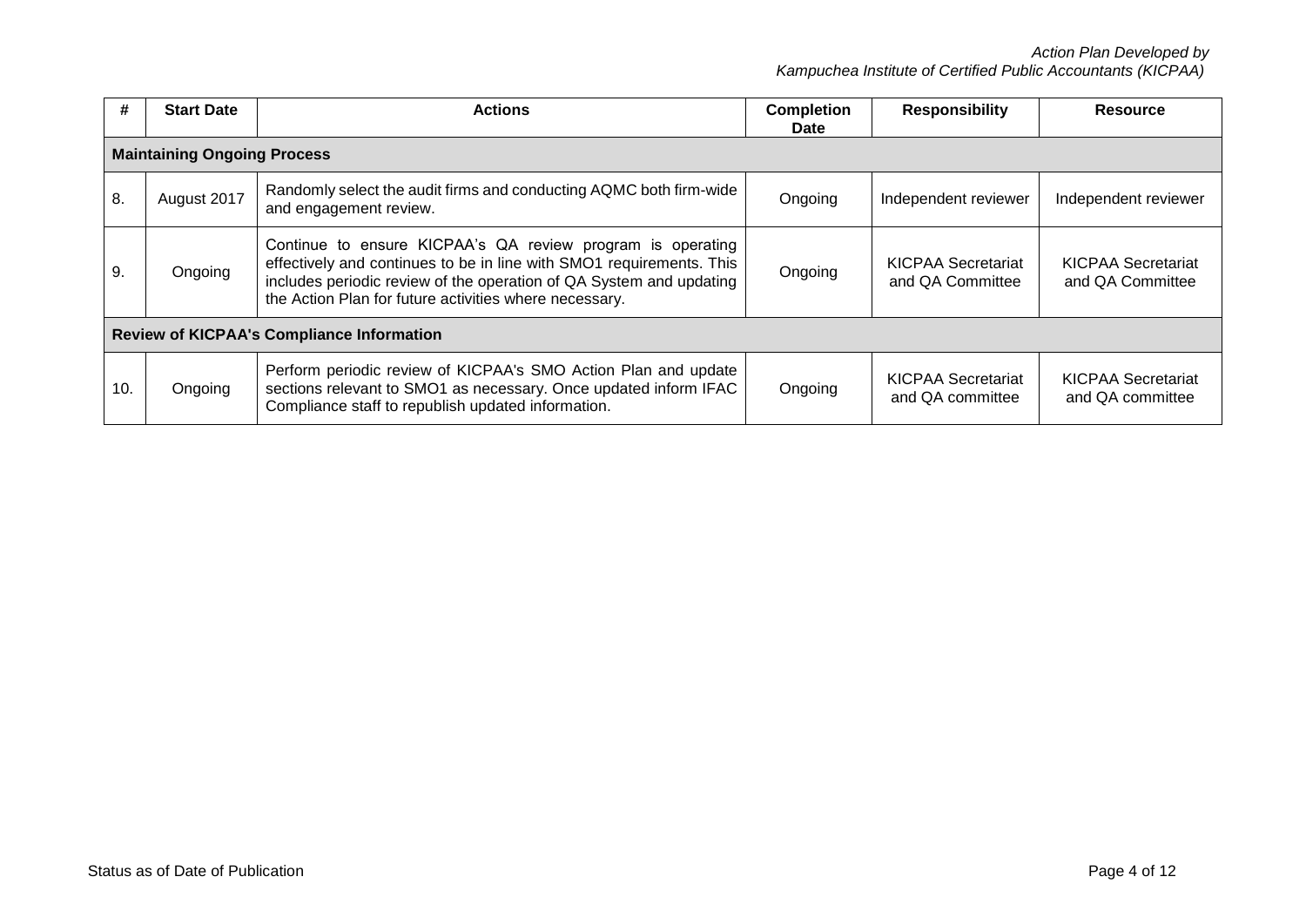| # | Start Date | Actions | Completion Date | Responsibility | Resource |
|---|---|---|---|---|---|
| **Maintaining Ongoing Process** | | | | | |
| 8. | August 2017 | Randomly select the audit firms and conducting AQMC both firm-wide and engagement review. | Ongoing | Independent reviewer | Independent reviewer |
| 9. | Ongoing | Continue to ensure KICPAA's QA review program is operating effectively and continues to be in line with SMO1 requirements. This includes periodic review of the operation of QA System and updating the Action Plan for future activities where necessary. | Ongoing | KICPAA Secretariat and QA Committee | KICPAA Secretariat and QA Committee |
| **Review of KICPAA's Compliance Information** | | | | | |
| 10. | Ongoing | Perform periodic review of KICPAA's SMO Action Plan and update sections relevant to SMO1 as necessary. Once updated inform IFAC Compliance staff to republish updated information. | Ongoing | KICPAA Secretariat and QA committee | KICPAA Secretariat and QA committee |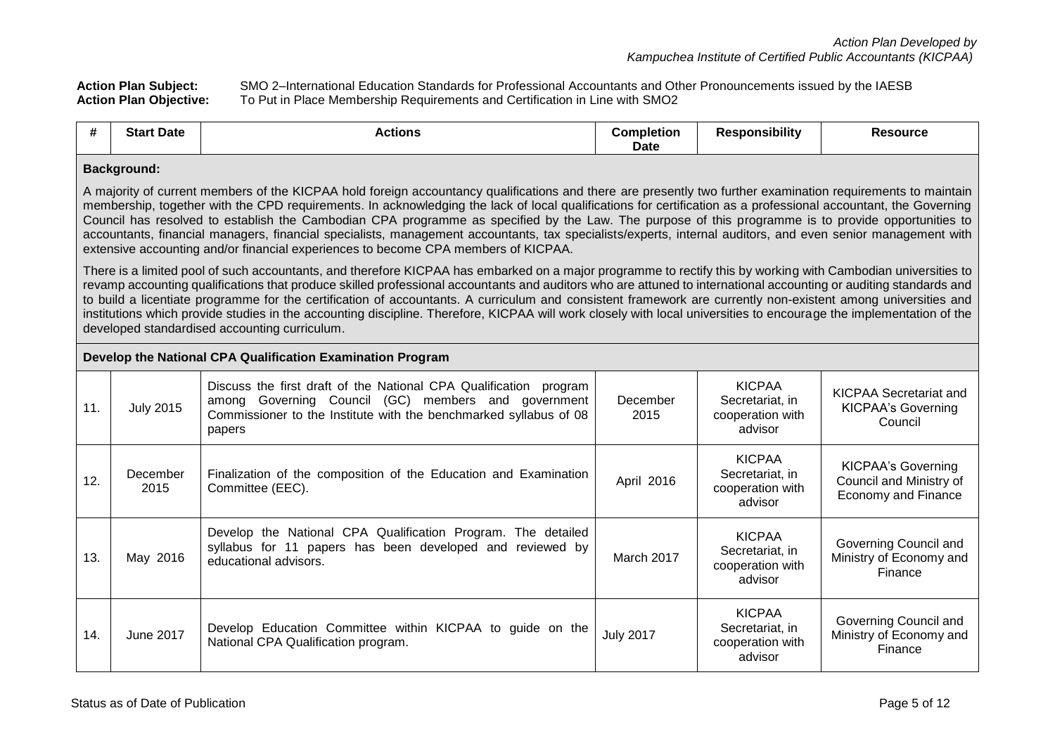*Action Plan Developed by*
*Kampuchea Institute of Certified Public Accountants (KICPAA)*

**Action Plan Subject:** SMO 2–International Education Standards for Professional Accountants and Other Pronouncements issued by the IAESB
**Action Plan Objective:** To Put in Place Membership Requirements and Certification in Line with SMO2

| # | Start Date | Actions | Completion Date | Responsibility | Resource |
|---|---|---|---|---|---|
| **Background:**<br><br>A majority of current members of the KICPAA hold foreign accountancy qualifications and there are presently two further examination requirements to maintain membership, together with the CPD requirements. In acknowledging the lack of local qualifications for certification as a professional accountant, the Governing Council has resolved to establish the Cambodian CPA programme as specified by the Law. The purpose of this programme is to provide opportunities to accountants, financial managers, financial specialists, management accountants, tax specialists/experts, internal auditors, and even senior management with extensive accounting and/or financial experiences to become CPA members of KICPAA.<br><br>There is a limited pool of such accountants, and therefore KICPAA has embarked on a major programme to rectify this by working with Cambodian universities to revamp accounting qualifications that produce skilled professional accountants and auditors who are attuned to international accounting or auditing standards and to build a licentiate programme for the certification of accountants. A curriculum and consistent framework are currently non-existent among universities and institutions which provide studies in the accounting discipline. Therefore, KICPAA will work closely with local universities to encourage the implementation of the developed standardised accounting curriculum. | | | | | |
| **Develop the National CPA Qualification Examination Program** | | | | | |
| 11. | July 2015 | Discuss the first draft of the National CPA Qualification program among Governing Council (GC) members and government Commissioner to the Institute with the benchmarked syllabus of 08 papers | December 2015 | KICPAA Secretariat, in cooperation with advisor | KICPAA Secretariat and KICPAA's Governing Council |
| 12. | December 2015 | Finalization of the composition of the Education and Examination Committee (EEC). | April 2016 | KICPAA Secretariat, in cooperation with advisor | KICPAA's Governing Council and Ministry of Economy and Finance |
| 13. | May 2016 | Develop the National CPA Qualification Program. The detailed syllabus for 11 papers has been developed and reviewed by educational advisors. | March 2017 | KICPAA Secretariat, in cooperation with advisor | Governing Council and Ministry of Economy and Finance |
| 14. | June 2017 | Develop Education Committee within KICPAA to guide on the National CPA Qualification program. | July 2017 | KICPAA Secretariat, in cooperation with advisor | Governing Council and Ministry of Economy and Finance |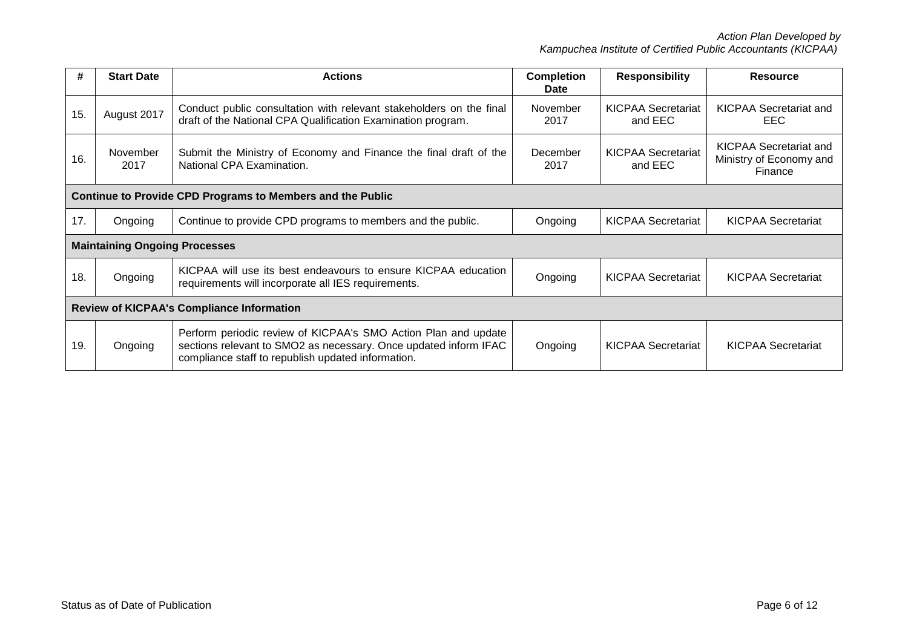| # | Start Date | Actions | Completion Date | Responsibility | Resource |
|---|---|---|---|---|---|
| 15. | August 2017 | Conduct public consultation with relevant stakeholders on the final draft of the National CPA Qualification Examination program. | November 2017 | KICPAA Secretariat and EEC | KICPAA Secretariat and EEC |
| 16. | November 2017 | Submit the Ministry of Economy and Finance the final draft of the National CPA Examination. | December 2017 | KICPAA Secretariat and EEC | KICPAA Secretariat and Ministry of Economy and Finance |
| **Continue to Provide CPD Programs to Members and the Public** | | | | | |
| 17. | Ongoing | Continue to provide CPD programs to members and the public. | Ongoing | KICPAA Secretariat | KICPAA Secretariat |
| **Maintaining Ongoing Processes** | | | | | |
| 18. | Ongoing | KICPAA will use its best endeavours to ensure KICPAA education requirements will incorporate all IES requirements. | Ongoing | KICPAA Secretariat | KICPAA Secretariat |
| **Review of KICPAA's Compliance Information** | | | | | |
| 19. | Ongoing | Perform periodic review of KICPAA's SMO Action Plan and update sections relevant to SMO2 as necessary. Once updated inform IFAC compliance staff to republish updated information. | Ongoing | KICPAA Secretariat | KICPAA Secretariat |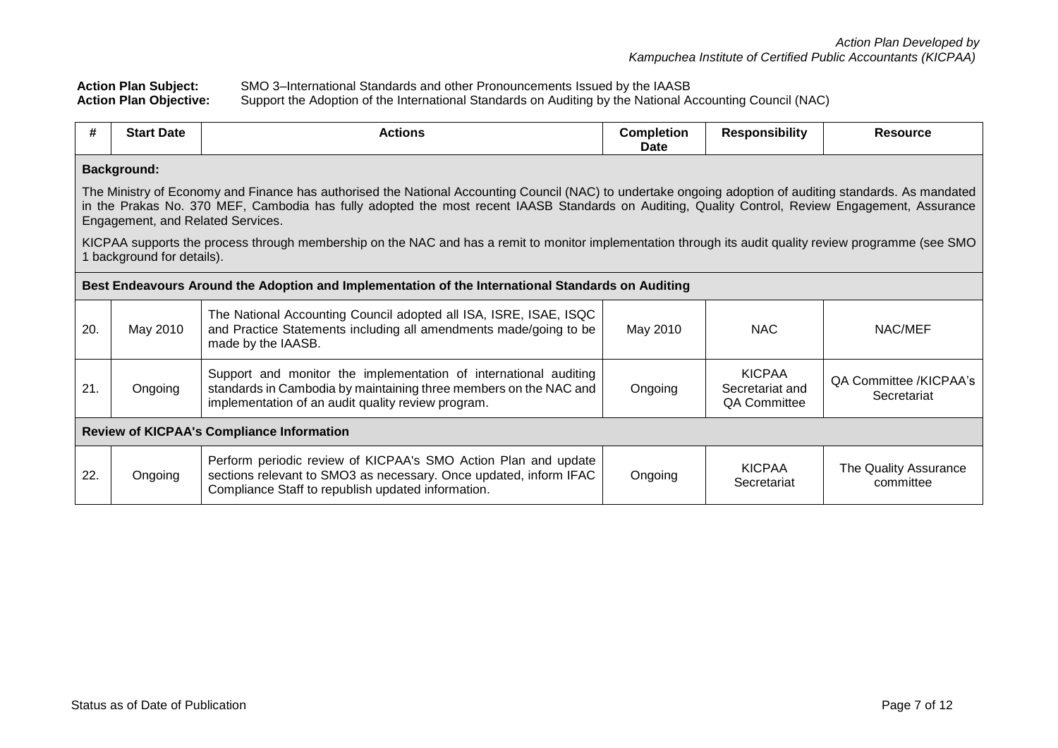*Action Plan Developed by*
*Kampuchea Institute of Certified Public Accountants (KICPAA)*

**Action Plan Subject:** SMO 3–International Standards and other Pronouncements Issued by the IAASB
**Action Plan Objective:** Support the Adoption of the International Standards on Auditing by the National Accounting Council (NAC)

| # | Start Date | Actions | Completion Date | Responsibility | Resource |
|---|---|---|---|---|---|
| **Background:** | | | | | |
| The Ministry of Economy and Finance has authorised the National Accounting Council (NAC) to undertake ongoing adoption of auditing standards. As mandated in the Prakas No. 370 MEF, Cambodia has fully adopted the most recent IAASB Standards on Auditing, Quality Control, Review Engagement, Assurance Engagement, and Related Services. KICPAA supports the process through membership on the NAC and has a remit to monitor implementation through its audit quality review programme (see SMO 1 background for details). | | | | | |
| **Best Endeavours Around the Adoption and Implementation of the International Standards on Auditing** | | | | | |
| 20. | May 2010 | The National Accounting Council adopted all ISA, ISRE, ISAE, ISQC and Practice Statements including all amendments made/going to be made by the IAASB. | May 2010 | NAC | NAC/MEF |
| 21. | Ongoing | Support and monitor the implementation of international auditing standards in Cambodia by maintaining three members on the NAC and implementation of an audit quality review program. | Ongoing | KICPAA Secretariat and QA Committee | QA Committee /KICPAA's Secretariat |
| **Review of KICPAA's Compliance Information** | | | | | |
| 22. | Ongoing | Perform periodic review of KICPAA's SMO Action Plan and update sections relevant to SMO3 as necessary. Once updated, inform IFAC Compliance Staff to republish updated information. | Ongoing | KICPAA Secretariat | The Quality Assurance committee |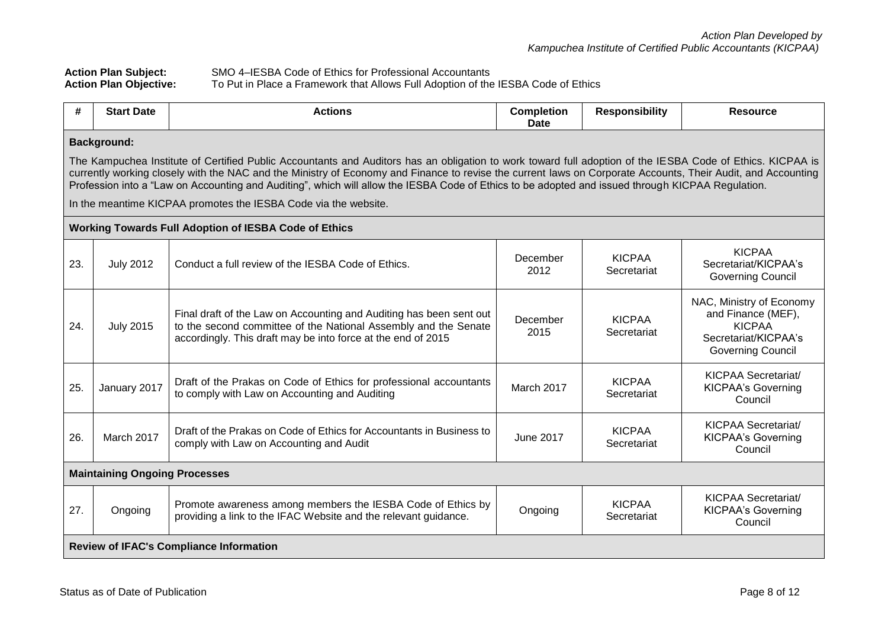**Action Plan Subject:** SMO 4–IESBA Code of Ethics for Professional Accountants
**Action Plan Objective:** To Put in Place a Framework that Allows Full Adoption of the IESBA Code of Ethics

| # | Start Date | Actions | Completion Date | Responsibility | Resource |
|---|---|---|---|---|---|
| **Background:**<br><br>The Kampuchea Institute of Certified Public Accountants and Auditors has an obligation to work toward full adoption of the IESBA Code of Ethics. KICPAA is currently working closely with the NAC and the Ministry of Economy and Finance to revise the current laws on Corporate Accounts, Their Audit, and Accounting Profession into a "Law on Accounting and Auditing", which will allow the IESBA Code of Ethics to be adopted and issued through KICPAA Regulation.<br><br>In the meantime KICPAA promotes the IESBA Code via the website. | | | | | |
| **Working Towards Full Adoption of IESBA Code of Ethics** | | | | | |
| 23. | July 2012 | Conduct a full review of the IESBA Code of Ethics. | December 2012 | KICPAA Secretariat | KICPAA Secretariat/KICPAA's Governing Council |
| 24. | July 2015 | Final draft of the Law on Accounting and Auditing has been sent out to the second committee of the National Assembly and the Senate accordingly. This draft may be into force at the end of 2015 | December 2015 | KICPAA Secretariat | NAC, Ministry of Economy and Finance (MEF), KICPAA Secretariat/KICPAA's Governing Council |
| 25. | January 2017 | Draft of the Prakas on Code of Ethics for professional accountants to comply with Law on Accounting and Auditing | March 2017 | KICPAA Secretariat | KICPAA Secretariat/ KICPAA's Governing Council |
| 26. | March 2017 | Draft of the Prakas on Code of Ethics for Accountants in Business to comply with Law on Accounting and Audit | June 2017 | KICPAA Secretariat | KICPAA Secretariat/ KICPAA's Governing Council |
| **Maintaining Ongoing Processes** | | | | | |
| 27. | Ongoing | Promote awareness among members the IESBA Code of Ethics by providing a link to the IFAC Website and the relevant guidance. | Ongoing | KICPAA Secretariat | KICPAA Secretariat/ KICPAA's Governing Council |
| **Review of IFAC's Compliance Information** | | | | | |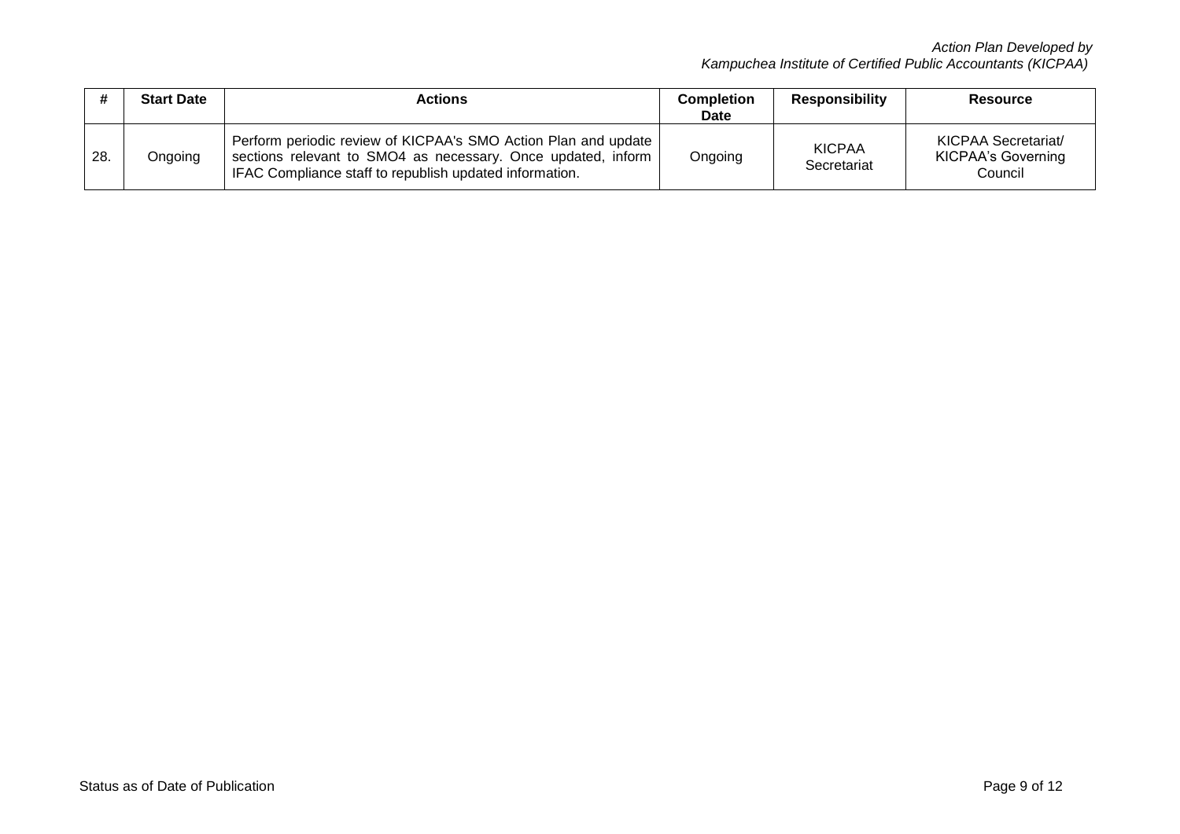| # | Start Date | Actions | Completion Date | Responsibility | Resource |
|---|---|---|---|---|---|
| 28. | Ongoing | Perform periodic review of KICPAA's SMO Action Plan and update sections relevant to SMO4 as necessary. Once updated, inform IFAC Compliance staff to republish updated information. | Ongoing | KICPAA Secretariat | KICPAA Secretariat/ KICPAA's Governing Council |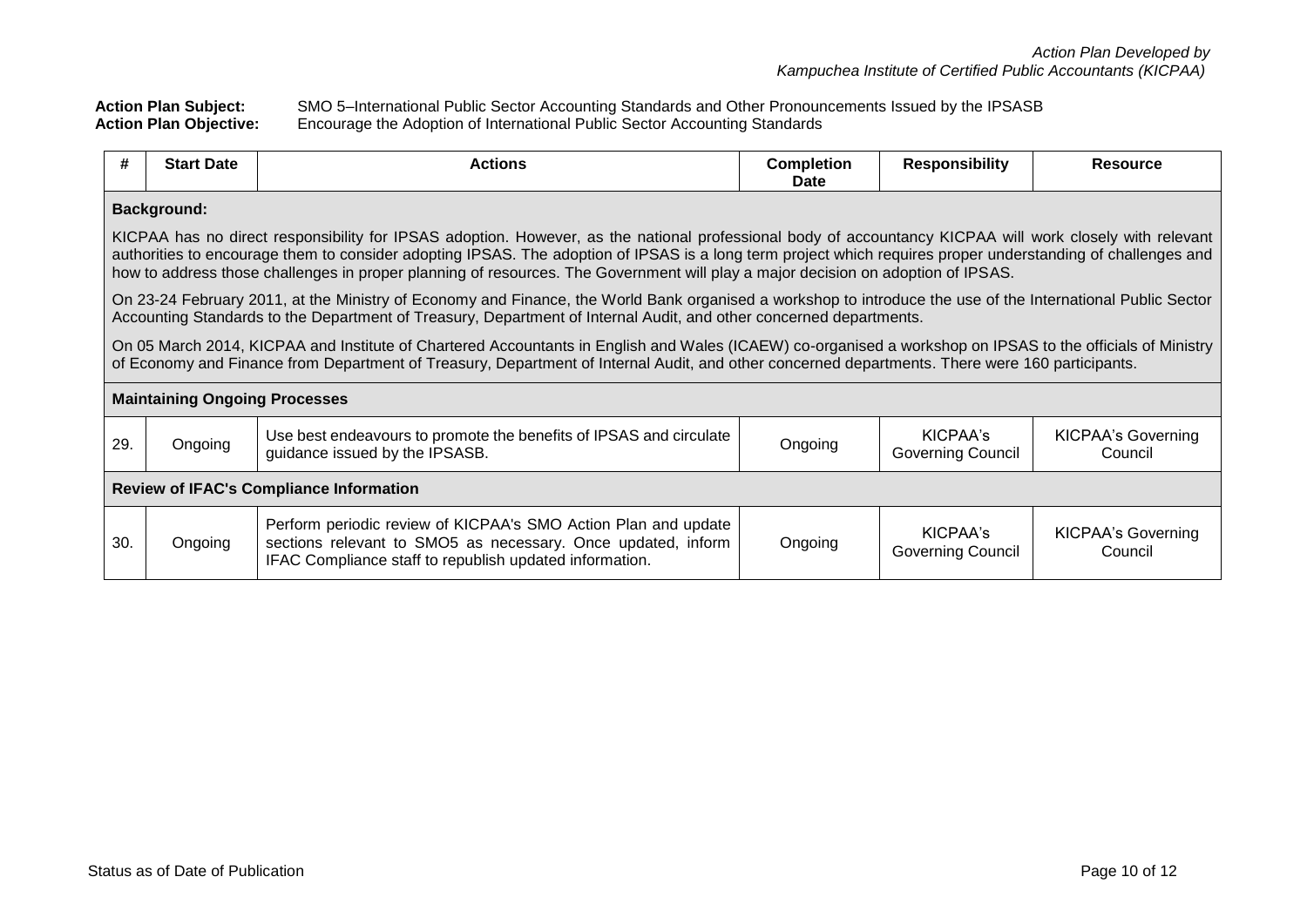**Action Plan Subject:** SMO 5–International Public Sector Accounting Standards and Other Pronouncements Issued by the IPSASB
**Action Plan Objective:** Encourage the Adoption of International Public Sector Accounting Standards

| # | Start Date | Actions | Completion Date | Responsibility | Resource |
|---|---|---|---|---|---|
| **Background:** | | | | | |
| KICPAA has no direct responsibility for IPSAS adoption. However, as the national professional body of accountancy KICPAA will work closely with relevant authorities to encourage them to consider adopting IPSAS. The adoption of IPSAS is a long term project which requires proper understanding of challenges and how to address those challenges in proper planning of resources. The Government will play a major decision on adoption of IPSAS.<br><br>On 23-24 February 2011, at the Ministry of Economy and Finance, the World Bank organised a workshop to introduce the use of the International Public Sector Accounting Standards to the Department of Treasury, Department of Internal Audit, and other concerned departments.<br><br>On 05 March 2014, KICPAA and Institute of Chartered Accountants in English and Wales (ICAEW) co-organised a workshop on IPSAS to the officials of Ministry of Economy and Finance from Department of Treasury, Department of Internal Audit, and other concerned departments. There were 160 participants. | | | | | |
| **Maintaining Ongoing Processes** | | | | | |
| 29. | Ongoing | Use best endeavours to promote the benefits of IPSAS and circulate guidance issued by the IPSASB. | Ongoing | KICPAA's Governing Council | KICPAA's Governing Council |
| **Review of IFAC's Compliance Information** | | | | | |
| 30. | Ongoing | Perform periodic review of KICPAA's SMO Action Plan and update sections relevant to SMO5 as necessary. Once updated, inform IFAC Compliance staff to republish updated information. | Ongoing | KICPAA's Governing Council | KICPAA's Governing Council |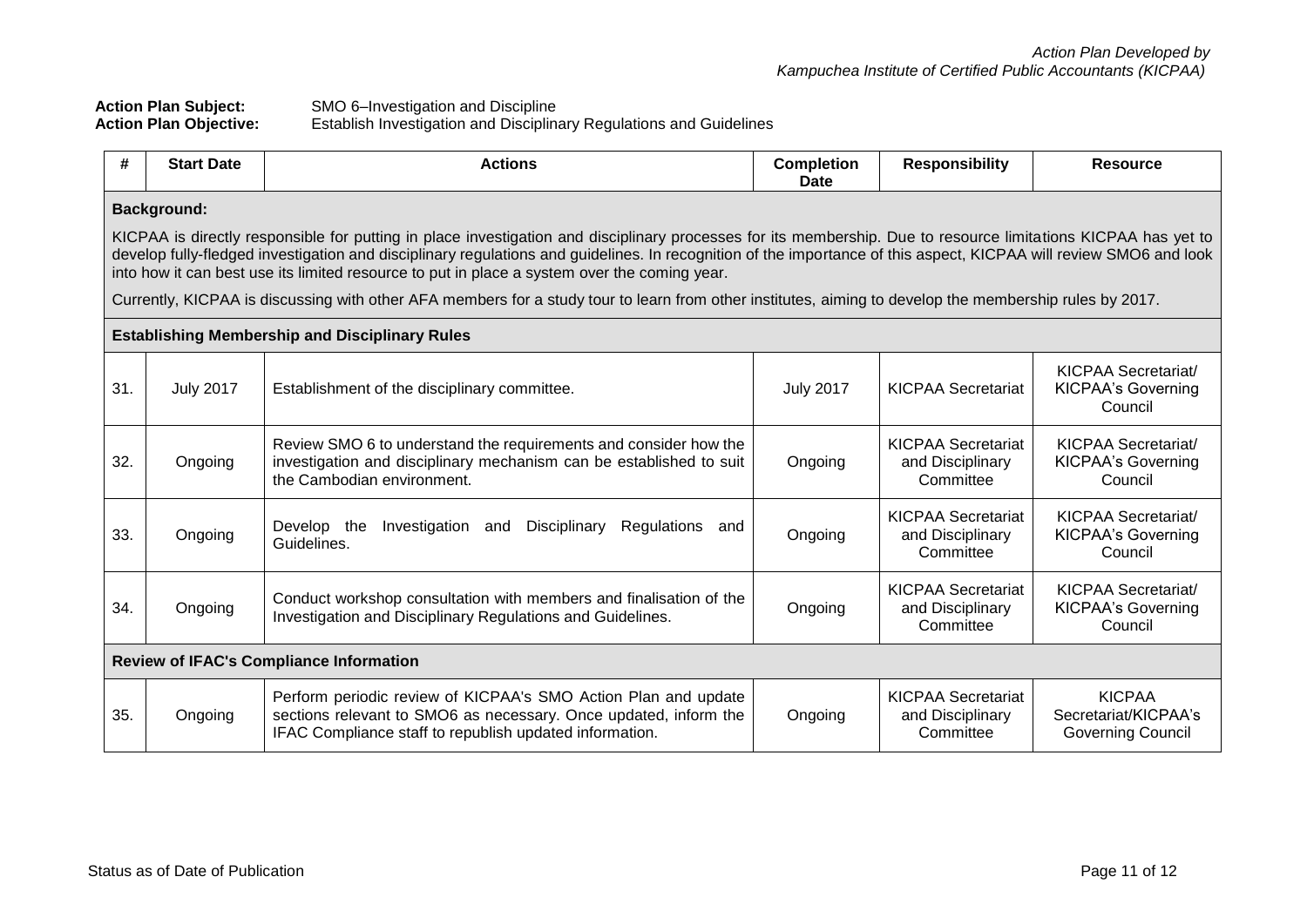**Action Plan Subject:** SMO 6–Investigation and Discipline
**Action Plan Objective:** Establish Investigation and Disciplinary Regulations and Guidelines

| # | Start Date | Actions | Completion Date | Responsibility | Resource |
|---|---|---|---|---|---|
| **Background:**<br><br>KICPAA is directly responsible for putting in place investigation and disciplinary processes for its membership. Due to resource limitations KICPAA has yet to develop fully-fledged investigation and disciplinary regulations and guidelines. In recognition of the importance of this aspect, KICPAA will review SMO6 and look into how it can best use its limited resource to put in place a system over the coming year.<br><br>Currently, KICPAA is discussing with other AFA members for a study tour to learn from other institutes, aiming to develop the membership rules by 2017. | | | | | |
| **Establishing Membership and Disciplinary Rules** | | | | | |
| 31. | July 2017 | Establishment of the disciplinary committee. | July 2017 | KICPAA Secretariat | KICPAA Secretariat/ KICPAA's Governing Council |
| 32. | Ongoing | Review SMO 6 to understand the requirements and consider how the investigation and disciplinary mechanism can be established to suit the Cambodian environment. | Ongoing | KICPAA Secretariat and Disciplinary Committee | KICPAA Secretariat/ KICPAA's Governing Council |
| 33. | Ongoing | Develop the Investigation and Disciplinary Regulations and Guidelines. | Ongoing | KICPAA Secretariat and Disciplinary Committee | KICPAA Secretariat/ KICPAA's Governing Council |
| 34. | Ongoing | Conduct workshop consultation with members and finalisation of the Investigation and Disciplinary Regulations and Guidelines. | Ongoing | KICPAA Secretariat and Disciplinary Committee | KICPAA Secretariat/ KICPAA's Governing Council |
| **Review of IFAC's Compliance Information** | | | | | |
| 35. | Ongoing | Perform periodic review of KICPAA's SMO Action Plan and update sections relevant to SMO6 as necessary. Once updated, inform the IFAC Compliance staff to republish updated information. | Ongoing | KICPAA Secretariat and Disciplinary Committee | KICPAA Secretariat/KICPAA's Governing Council |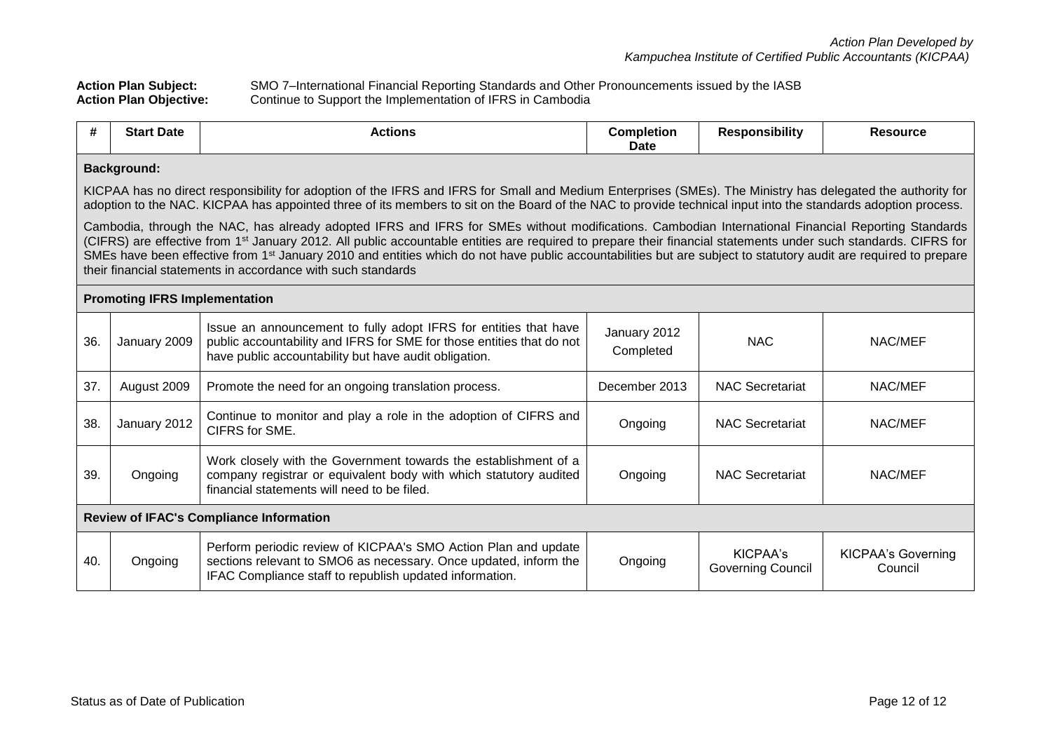**Action Plan Subject:** SMO 7–International Financial Reporting Standards and Other Pronouncements issued by the IASB
**Action Plan Objective:** Continue to Support the Implementation of IFRS in Cambodia

| # | Start Date | Actions | Completion Date | Responsibility | Resource |
|---|---|---|---|---|---|
| **Background:** | | | | | |
| KICPAA has no direct responsibility for adoption of the IFRS and IFRS for Small and Medium Enterprises (SMEs). The Ministry has delegated the authority for adoption to the NAC. KICPAA has appointed three of its members to sit on the Board of the NAC to provide technical input into the standards adoption process. Cambodia, through the NAC, has already adopted IFRS and IFRS for SMEs without modifications. Cambodian International Financial Reporting Standards (CIFRS) are effective from 1st January 2012. All public accountable entities are required to prepare their financial statements under such standards. CIFRS for SMEs have been effective from 1st January 2010 and entities which do not have public accountabilities but are subject to statutory audit are required to prepare their financial statements in accordance with such standards | | | | | |
| **Promoting IFRS Implementation** | | | | | |
| 36. | January 2009 | Issue an announcement to fully adopt IFRS for entities that have public accountability and IFRS for SME for those entities that do not have public accountability but have audit obligation. | January 2012 Completed | NAC | NAC/MEF |
| 37. | August 2009 | Promote the need for an ongoing translation process. | December 2013 | NAC Secretariat | NAC/MEF |
| 38. | January 2012 | Continue to monitor and play a role in the adoption of CIFRS and CIFRS for SME. | Ongoing | NAC Secretariat | NAC/MEF |
| 39. | Ongoing | Work closely with the Government towards the establishment of a company registrar or equivalent body with which statutory audited financial statements will need to be filed. | Ongoing | NAC Secretariat | NAC/MEF |
| **Review of IFAC's Compliance Information** | | | | | |
| 40. | Ongoing | Perform periodic review of KICPAA's SMO Action Plan and update sections relevant to SMO6 as necessary. Once updated, inform the IFAC Compliance staff to republish updated information. | Ongoing | KICPAA's Governing Council | KICPAA's Governing Council |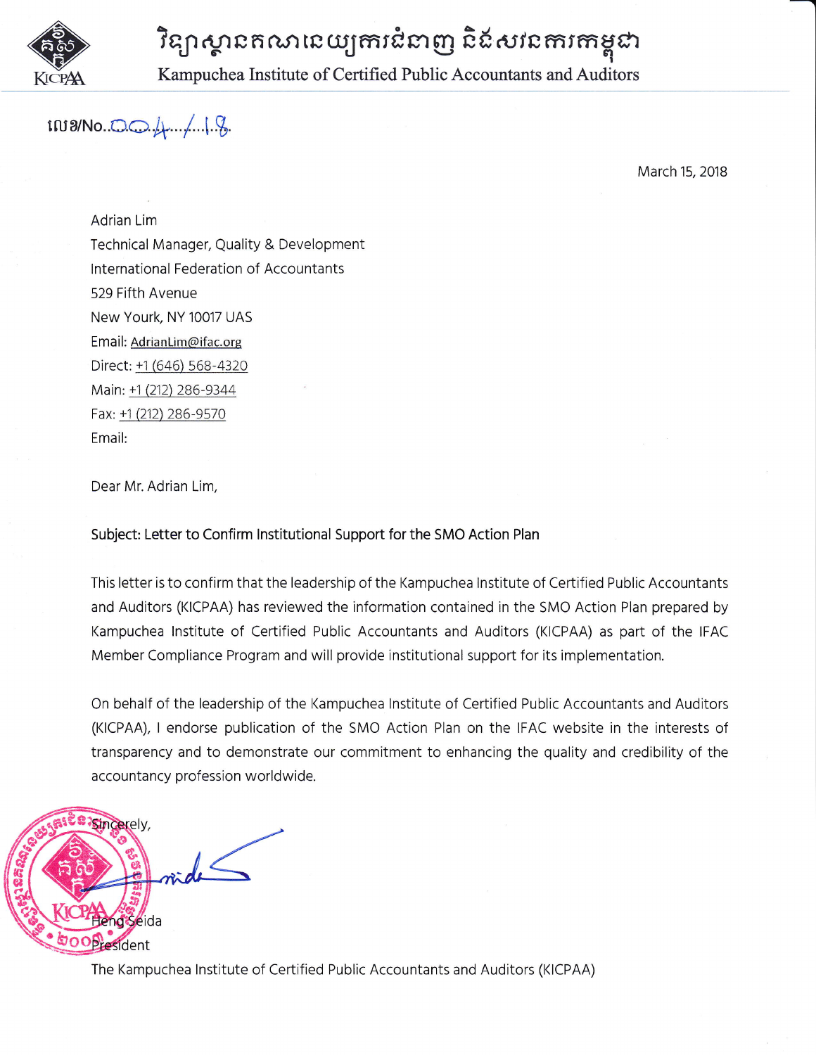វិទ្យាស្ថានគណនេយ្យករជំនាញ និងសវនករកម្ពុជា

Kampuchea Institute of Certified Public Accountants and Auditors

លេខ/No..004.../...18.

March 15, 2018

Adrian Lim
Technical Manager, Quality & Development
International Federation of Accountants
529 Fifth Avenue
New Yourk, NY 10017 UAS
Email: AdrianLim@ifac.org
Direct: +1 (646) 568-4320
Main: +1 (212) 286-9344
Fax: +1 (212) 286-9570
Email:

Dear Mr. Adrian Lim,

**Subject: Letter to Confirm Institutional Support for the SMO Action Plan**

This letter is to confirm that the leadership of the Kampuchea Institute of Certified Public Accountants and Auditors (KICPAA) has reviewed the information contained in the SMO Action Plan prepared by Kampuchea Institute of Certified Public Accountants and Auditors (KICPAA) as part of the IFAC Member Compliance Program and will provide institutional support for its implementation.

On behalf of the leadership of the Kampuchea Institute of Certified Public Accountants and Auditors (KICPAA), I endorse publication of the SMO Action Plan on the IFAC website in the interests of transparency and to demonstrate our commitment to enhancing the quality and credibility of the accountancy profession worldwide.

Sincerely,

Heng Seida
President
The Kampuchea Institute of Certified Public Accountants and Auditors (KICPAA)